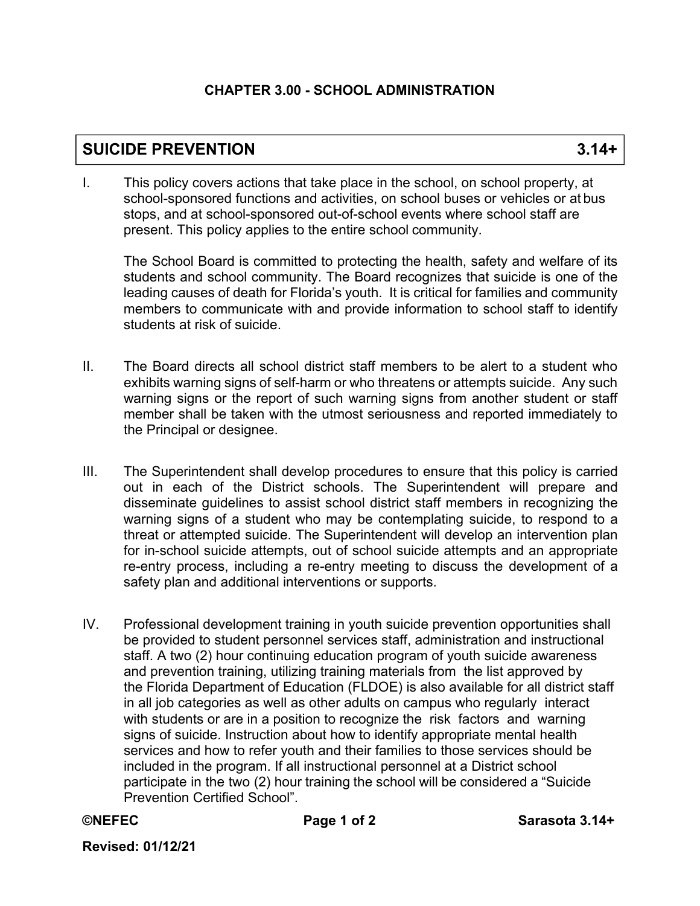## CHAPTER 3.00 - SCHOOL ADMINISTRATION

# SUICIDE PREVENTION 3.14+

I. This policy covers actions that take place in the school, on school property, at school-sponsored functions and activities, on school buses or vehicles or at bus stops, and at school-sponsored out-of-school events where school staff are present. This policy applies to the entire school community.

The School Board is committed to protecting the health, safety and welfare of its students and school community. The Board recognizes that suicide is one of the leading causes of death for Florida's youth. It is critical for families and community members to communicate with and provide information to school staff to identify students at risk of suicide.

II. The Board directs all school district staff members to be alert to a student who exhibits warning signs of self-harm or who threatens or attempts suicide. Any such warning signs or the report of such warning signs from another student or staff member shall be taken with the utmost seriousness and reported immediately to the Principal or designee.

III. The Superintendent shall develop procedures to ensure that this policy is carried out in each of the District schools. The Superintendent will prepare and disseminate guidelines to assist school district staff members in recognizing the warning signs of a student who may be contemplating suicide, to respond to a threat or attempted suicide. The Superintendent will develop an intervention plan for in-school suicide attempts, out of school suicide attempts and an appropriate re-entry process, including a re-entry meeting to discuss the development of a safety plan and additional interventions or supports.

IV. Professional development training in youth suicide prevention opportunities shall be provided to student personnel services staff, administration and instructional staff. A two (2) hour continuing education program of youth suicide awareness and prevention training, utilizing training materials from the list approved by the Florida Department of Education (FLDOE) is also available for all district staff in all job categories as well as other adults on campus who regularly interact with students or are in a position to recognize the risk factors and warning signs of suicide. Instruction about how to identify appropriate mental health services and how to refer youth and their families to those services should be included in the program. If all instructional personnel at a District school participate in the two (2) hour training the school will be considered a "Suicide Prevention Certified School".

©NEFEC Sarasota 3.14+

Revised: 01/12/21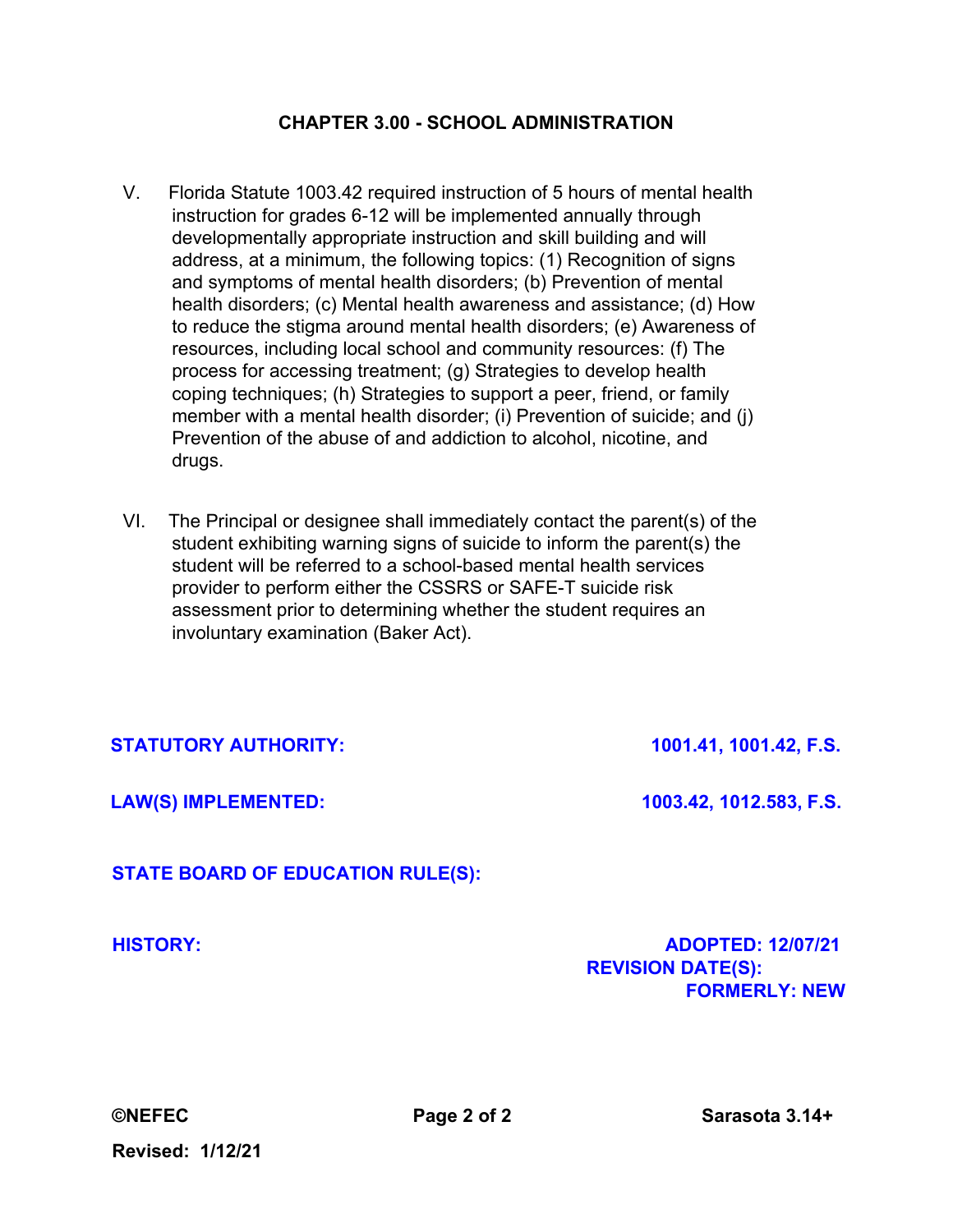## CHAPTER 3.00 - SCHOOL ADMINISTRATION

V. Florida Statute 1003.42 required instruction of 5 hours of mental health instruction for grades 6-12 will be implemented annually through developmentally appropriate instruction and skill building and will address, at a minimum, the following topics: (1) Recognition of signs and symptoms of mental health disorders; (b) Prevention of mental health disorders; (c) Mental health awareness and assistance; (d) How to reduce the stigma around mental health disorders; (e) Awareness of resources, including local school and community resources: (f) The process for accessing treatment; (g) Strategies to develop health coping techniques; (h) Strategies to support a peer, friend, or family member with a mental health disorder; (i) Prevention of suicide; and (j) Prevention of the abuse of and addiction to alcohol, nicotine, and drugs.

VI. The Principal or designee shall immediately contact the parent(s) of the student exhibiting warning signs of suicide to inform the parent(s) the student will be referred to a school-based mental health services provider to perform either the CSSRS or SAFE-T suicide risk assessment prior to determining whether the student requires an involuntary examination (Baker Act).

**STATUTORY AUTHORITY:** **1001.41, 1001.42, F.S.**

**LAW(S) IMPLEMENTED:** **1003.42, 1012.583, F.S.**

**STATE BOARD OF EDUCATION RULE(S):**

**HISTORY:**
**ADOPTED: 12/07/21**
**REVISION DATE(S):**
**FORMERLY: NEW**

**©NEFEC** **Sarasota 3.14+**

**Revised: 1/12/21**